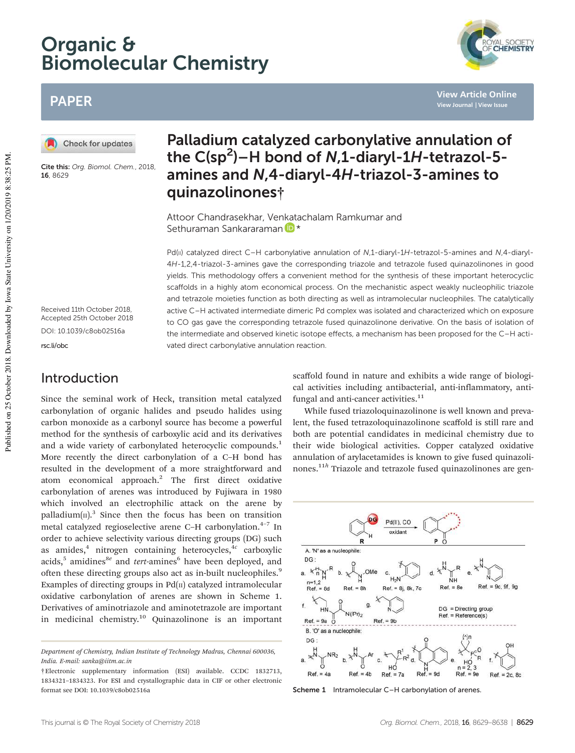# Palladium catalyzed carbonylative annulation of the C(sp$^2$)–H bond of *N*,1-diaryl-1*H*-tetrazol-5-amines and *N*,4-diaryl-4*H*-triazol-3-amines to quinazolinones†

Attoor Chandrasekhar, Venkatachalam Ramkumar and Sethuraman Sankararaman *

Cite this: *Org. Biomol. Chem.*, 2018, **16**, 8629

Received 11th October 2018, Accepted 25th October 2018

DOI: 10.1039/c8ob02516a

rsc.li/obc

Pd(II) catalyzed direct C–H carbonylative annulation of *N*,1-diaryl-1*H*-tetrazol-5-amines and *N*,4-diaryl-4*H*-1,2,4-triazol-3-amines gave the corresponding triazole and tetrazole fused quinazolinones in good yields. This methodology offers a convenient method for the synthesis of these important heterocyclic scaffolds in a highly atom economical process. On the mechanistic aspect weakly nucleophilic triazole and tetrazole moieties function as both directing as well as intramolecular nucleophiles. The catalytically active C–H activated intermediate dimeric Pd complex was isolated and characterized which on exposure to CO gas gave the corresponding tetrazole fused quinazolinone derivative. On the basis of isolation of the intermediate and observed kinetic isotope effects, a mechanism has been proposed for the C–H activated direct carbonylative annulation reaction.

## Introduction

Since the seminal work of Heck, transition metal catalyzed carbonylation of organic halides and pseudo halides using carbon monoxide as a carbonyl source has become a powerful method for the synthesis of carboxylic acid and its derivatives and a wide variety of carbonylated heterocyclic compounds.[1] More recently the direct carbonylation of a C–H bond has resulted in the development of a more straightforward and atom economical approach.[2] The first direct oxidative carbonylation of arenes was introduced by Fujiwara in 1980 which involved an electrophilic attack on the arene by palladium(II).[3] Since then the focus has been on transition metal catalyzed regioselective arene C–H carbonylation.[4–7] In order to achieve selectivity various directing groups (DG) such as amides,[4] nitrogen containing heterocycles,[4c] carboxylic acids,[5] amidines[8e] and *tert*-amines[6] have been deployed, and often these directing groups also act as in-built nucleophiles.[9] Examples of directing groups in Pd(II) catalyzed intramolecular oxidative carbonylation of arenes are shown in Scheme 1. Derivatives of aminotriazole and aminotetrazole are important in medicinal chemistry.[10] Quinazolinone is an important scaffold found in nature and exhibits a wide range of biological activities including antibacterial, anti-inflammatory, antifungal and anti-cancer activities.[11]

While fused triazoloquinazolinone is well known and prevalent, the fused tetrazoloquinazolinone scaffold is still rare and both are potential candidates in medicinal chemistry due to their wide biological activities. Copper catalyzed oxidative annulation of arylacetamides is known to give fused quinazolinones.[11h] Triazole and tetrazole fused quinazolinones are gen-

Scheme 1 Intramolecular C–H carbonylation of arenes.

*Department of Chemistry, Indian Institute of Technology Madras, Chennai 600036, India. E-mail: sanka@iitm.ac.in*

†Electronic supplementary information (ESI) available. CCDC 1832713, 1834321–1834323. For ESI and crystallographic data in CIF or other electronic format see DOI: 10.1039/c8ob02516a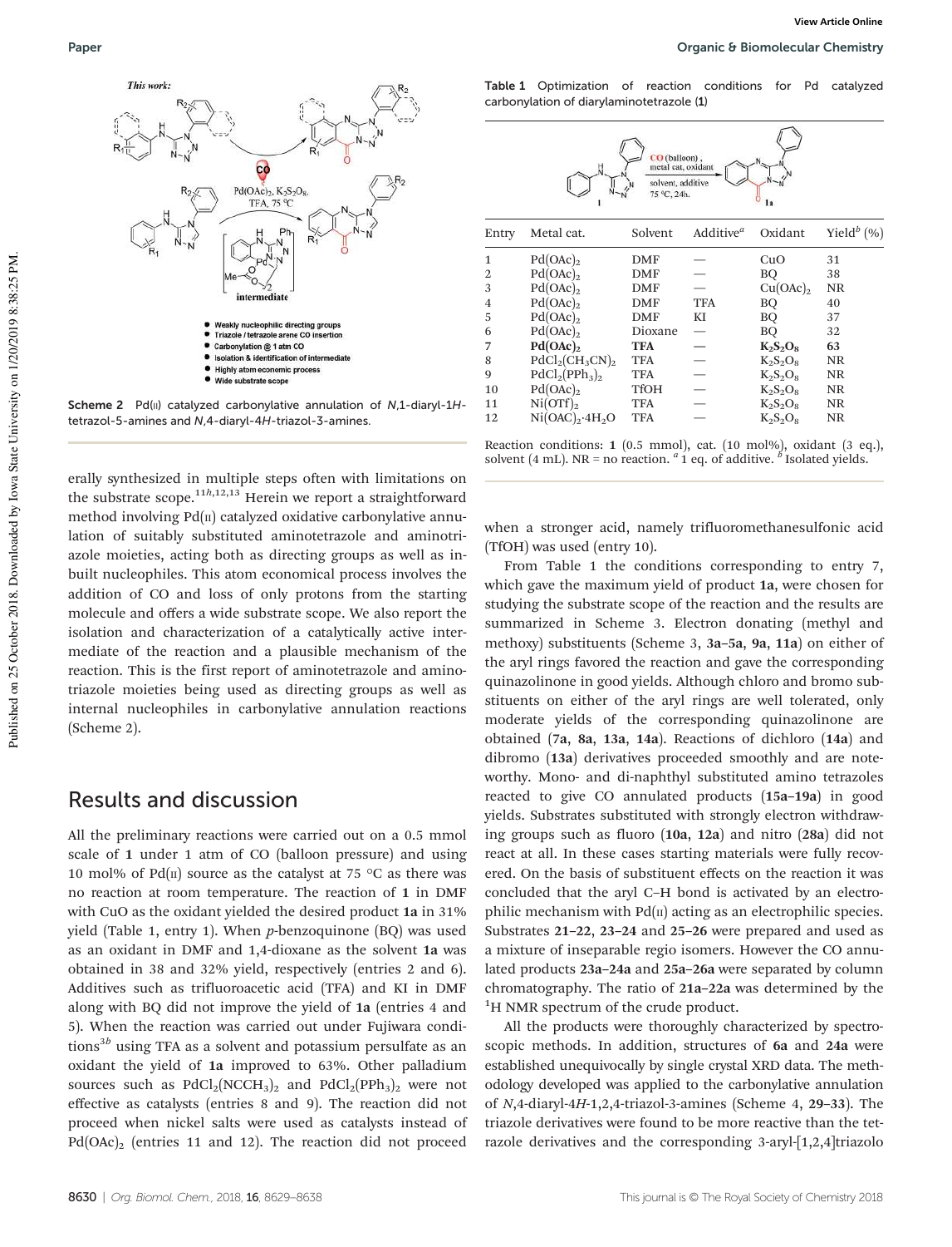Scheme 2 Pd(II) catalyzed carbonylative annulation of *N*,1-diaryl-1*H*-tetrazol-5-amines and *N*,4-diaryl-4*H*-triazol-3-amines.

Table 1 Optimization of reaction conditions for Pd catalyzed carbonylation of diarylaminotetrazole (1)

| Entry | Metal cat. | Solvent | Additive[a] | Oxidant | Yield[b] (%) |
|---|---|---|---|---|---|
| 1 | $Pd(OAc)_2$ | DMF | — | CuO | 31 |
| 2 | $Pd(OAc)_2$ | DMF | — | BQ | 38 |
| 3 | $Pd(OAc)_2$ | DMF | — | $Cu(OAc)_2$ | NR |
| 4 | $Pd(OAc)_2$ | DMF | TFA | BQ | 40 |
| 5 | $Pd(OAc)_2$ | DMF | KI | BQ | 37 |
| 6 | $Pd(OAc)_2$ | Dioxane | — | BQ | 32 |
| **7** | $\mathbf{Pd(OAc)_2}$ | **TFA** | — | $\mathbf{K_2S_2O_8}$ | **63** |
| 8 | $PdCl_2(CH_3CN)_2$ | TFA | — | $K_2S_2O_8$ | NR |
| 9 | $PdCl_2(PPh_3)_2$ | TFA | — | $K_2S_2O_8$ | NR |
| 10 | $Pd(OAc)_2$ | TfOH | — | $K_2S_2O_8$ | NR |
| 11 | $Ni(OTf)_2$ | TFA | — | $K_2S_2O_8$ | NR |
| 12 | $Ni(OAC)_2 \cdot 4H_2O$ | TFA | — | $K_2S_2O_8$ | NR |

Reaction conditions: **1** (0.5 mmol), cat. (10 mol%), oxidant (3 eq.), solvent (4 mL). NR = no reaction. [a] 1 eq. of additive. [b] Isolated yields.

erally synthesized in multiple steps often with limitations on the substrate scope.[11h,12,13] Herein we report a straightforward method involving Pd(II) catalyzed oxidative carbonylative annulation of suitably substituted aminotetrazole and aminotriazole moieties, acting both as directing groups as well as inbuilt nucleophiles. This atom economical process involves the addition of CO and loss of only protons from the starting molecule and offers a wide substrate scope. We also report the isolation and characterization of a catalytically active intermediate of the reaction and a plausible mechanism of the reaction. This is the first report of aminotetrazole and aminotriazole moieties being used as directing groups as well as internal nucleophiles in carbonylative annulation reactions (Scheme 2).

## Results and discussion

All the preliminary reactions were carried out on a 0.5 mmol scale of **1** under 1 atm of CO (balloon pressure) and using 10 mol% of Pd(II) source as the catalyst at 75 °C as there was no reaction at room temperature. The reaction of **1** in DMF with CuO as the oxidant yielded the desired product **1a** in 31% yield (Table 1, entry 1). When *p*-benzoquinone (BQ) was used as an oxidant in DMF and 1,4-dioxane as the solvent **1a** was obtained in 38 and 32% yield, respectively (entries 2 and 6). Additives such as trifluoroacetic acid (TFA) and KI in DMF along with BQ did not improve the yield of **1a** (entries 4 and 5). When the reaction was carried out under Fujiwara conditions[3b] using TFA as a solvent and potassium persulfate as an oxidant the yield of **1a** improved to 63%. Other palladium sources such as $PdCl_2(NCCH_3)_2$ and $PdCl_2(PPh_3)_2$ were not effective as catalysts (entries 8 and 9). The reaction did not proceed when nickel salts were used as catalysts instead of $Pd(OAc)_2$ (entries 11 and 12). The reaction did not proceed when a stronger acid, namely trifluoromethanesulfonic acid (TfOH) was used (entry 10).

From Table 1 the conditions corresponding to entry 7, which gave the maximum yield of product **1a**, were chosen for studying the substrate scope of the reaction and the results are summarized in Scheme 3. Electron donating (methyl and methoxy) substituents (Scheme 3, **3a–5a**, **9a**, **11a**) on either of the aryl rings favored the reaction and gave the corresponding quinazolinone in good yields. Although chloro and bromo substituents on either of the aryl rings are well tolerated, only moderate yields of the corresponding quinazolinone are obtained (**7a**, **8a**, **13a**, **14a**). Reactions of dichloro (**14a**) and dibromo (**13a**) derivatives proceeded smoothly and are noteworthy. Mono- and di-naphthyl substituted amino tetrazoles reacted to give CO annulated products (**15a–19a**) in good yields. Substrates substituted with strongly electron withdrawing groups such as fluoro (**10a**, **12a**) and nitro (**28a**) did not react at all. In these cases starting materials were fully recovered. On the basis of substituent effects on the reaction it was concluded that the aryl C–H bond is activated by an electrophilic mechanism with Pd(II) acting as an electrophilic species. Substrates **21–22**, **23–24** and **25–26** were prepared and used as a mixture of inseparable regio isomers. However the CO annulated products **23a–24a** and **25a–26a** were separated by column chromatography. The ratio of **21a–22a** was determined by the $^1$H NMR spectrum of the crude product.

All the products were thoroughly characterized by spectroscopic methods. In addition, structures of **6a** and **24a** were established unequivocally by single crystal XRD data. The methodology developed was applied to the carbonylative annulation of *N*,4-diaryl-4*H*-1,2,4-triazol-3-amines (Scheme 4, **29–33**). The triazole derivatives were found to be more reactive than the tetrazole derivatives and the corresponding 3-aryl-[1,2,4]triazolo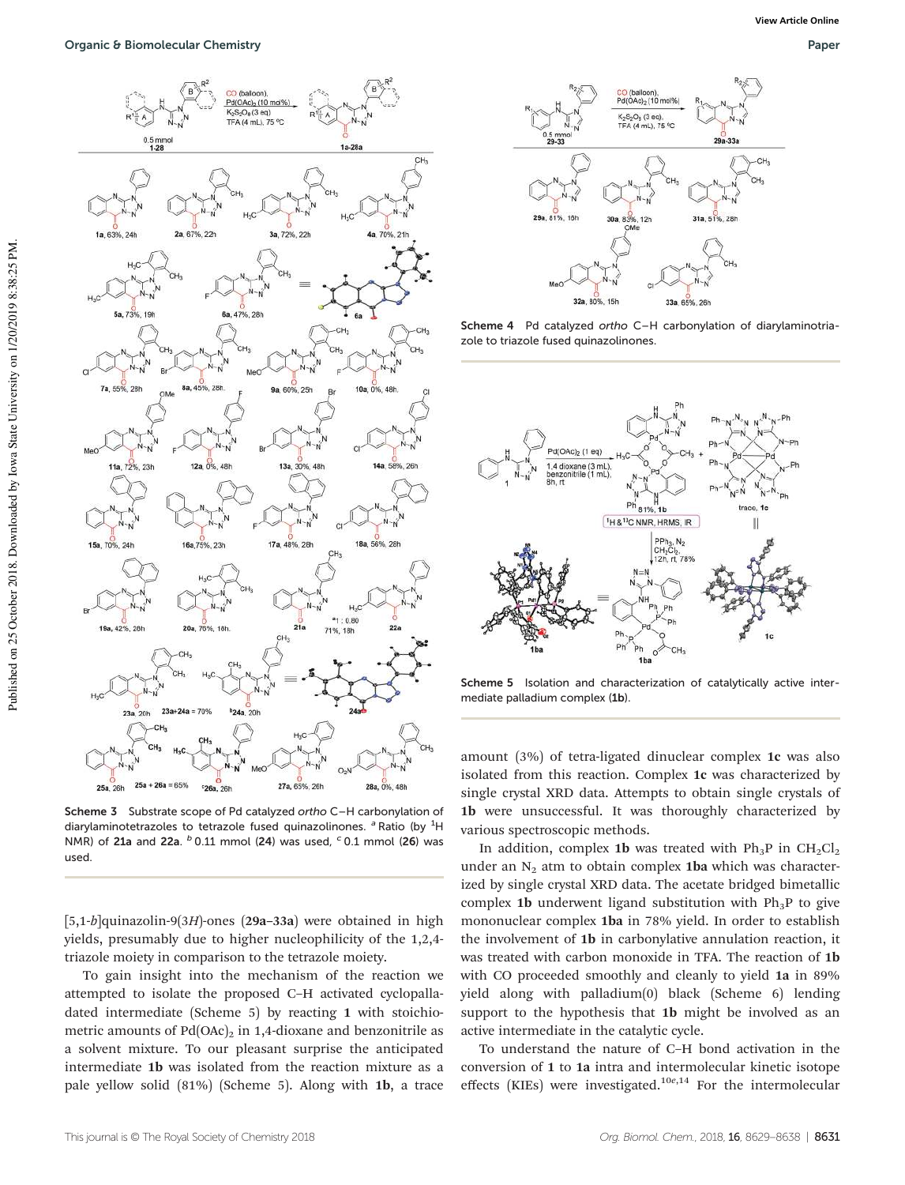Scheme 3 Substrate scope of Pd catalyzed *ortho* C–H carbonylation of diarylaminotetrazoles to tetrazole fused quinazolinones. [a] Ratio (by $^1H$ NMR) of **21a** and **22a**. [b] 0.11 mmol (**24**) was used, [c] 0.1 mmol (**26**) was used.

Scheme 4 Pd catalyzed *ortho* C–H carbonylation of diarylaminotriazole to triazole fused quinazolinones.

Scheme 5 Isolation and characterization of catalytically active intermediate palladium complex (**1b**).

[5,1-*b*]quinazolin-9(3*H*)-ones (**29a–33a**) were obtained in high yields, presumably due to higher nucleophilicity of the 1,2,4-triazole moiety in comparison to the tetrazole moiety.

To gain insight into the mechanism of the reaction we attempted to isolate the proposed C–H activated cyclopalladated intermediate (Scheme 5) by reacting **1** with stoichiometric amounts of $Pd(OAc)_2$ in 1,4-dioxane and benzonitrile as a solvent mixture. To our pleasant surprise the anticipated intermediate **1b** was isolated from the reaction mixture as a pale yellow solid (81%) (Scheme 5). Along with **1b**, a trace amount (3%) of tetra-ligated dinuclear complex **1c** was also isolated from this reaction. Complex **1c** was characterized by single crystal XRD data. Attempts to obtain single crystals of **1b** were unsuccessful. It was thoroughly characterized by various spectroscopic methods.

In addition, complex **1b** was treated with $Ph_3P$ in $CH_2Cl_2$ under an $N_2$ atm to obtain complex **1ba** which was characterized by single crystal XRD data. The acetate bridged bimetallic complex **1b** underwent ligand substitution with $Ph_3P$ to give mononuclear complex **1ba** in 78% yield. In order to establish the involvement of **1b** in carbonylative annulation reaction, it was treated with carbon monoxide in TFA. The reaction of **1b** with CO proceeded smoothly and cleanly to yield **1a** in 89% yield along with palladium(0) black (Scheme 6) lending support to the hypothesis that **1b** might be involved as an active intermediate in the catalytic cycle.

To understand the nature of C–H bond activation in the conversion of **1** to **1a** intra and intermolecular kinetic isotope effects (KIEs) were investigated.[10e,14] For the intermolecular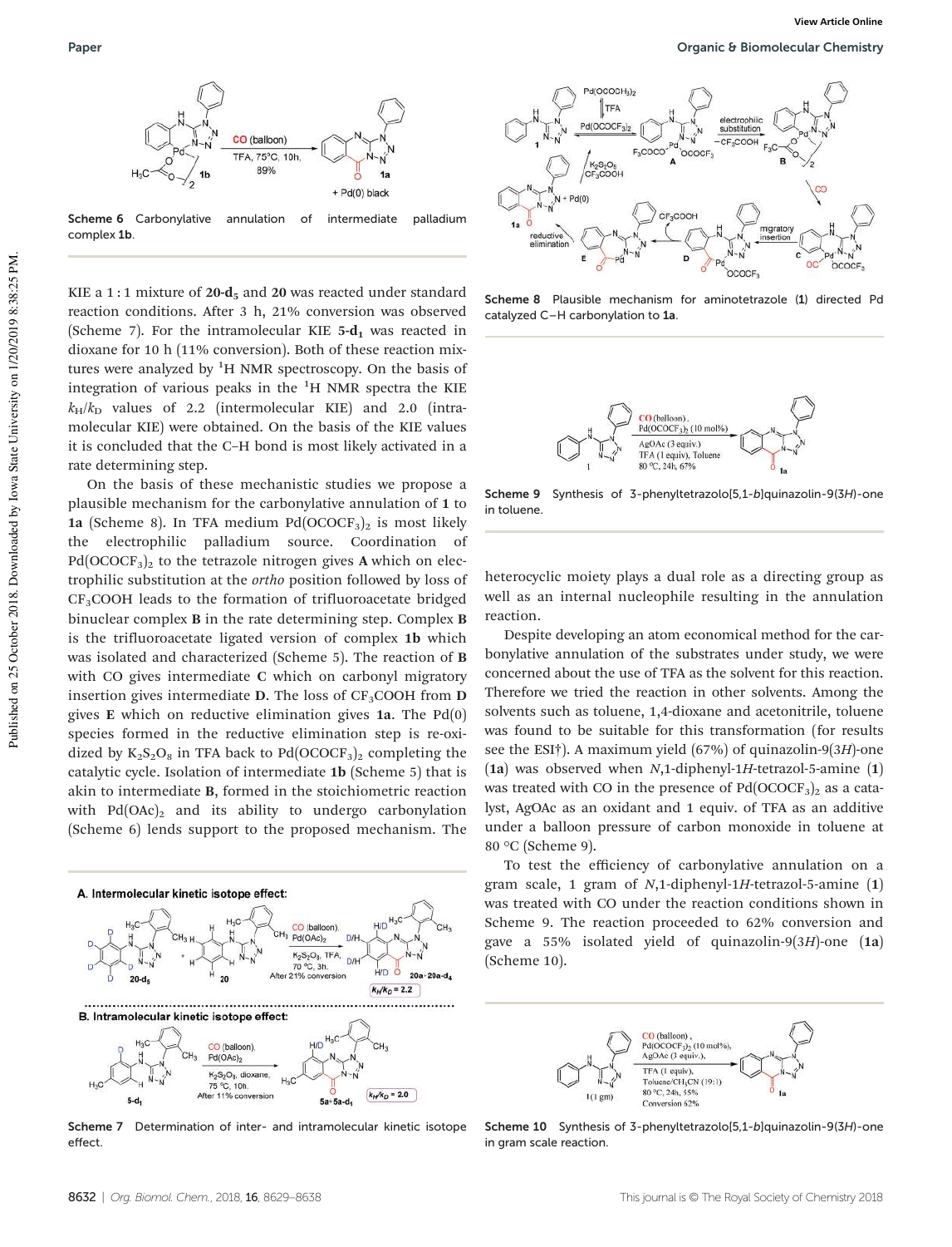Scheme 6 Carbonylative annulation of intermediate palladium complex **1b**.

KIE a 1 : 1 mixture of **20-d$_5$** and **20** was reacted under standard reaction conditions. After 3 h, 21% conversion was observed (Scheme 7). For the intramolecular KIE **5-d$_1$** was reacted in dioxane for 10 h (11% conversion). Both of these reaction mixtures were analyzed by $^1$H NMR spectroscopy. On the basis of integration of various peaks in the $^1$H NMR spectra the KIE $k_H/k_D$ values of 2.2 (intermolecular KIE) and 2.0 (intramolecular KIE) were obtained. On the basis of the KIE values it is concluded that the C–H bond is most likely activated in a rate determining step.

On the basis of these mechanistic studies we propose a plausible mechanism for the carbonylative annulation of **1** to **1a** (Scheme 8). In TFA medium $Pd(OCOCF_3)_2$ is most likely the electrophilic palladium source. Coordination of $Pd(OCOCF_3)_2$ to the tetrazole nitrogen gives **A** which on electrophilic substitution at the *ortho* position followed by loss of $CF_3COOH$ leads to the formation of trifluoroacetate bridged binuclear complex **B** in the rate determining step. Complex **B** is the trifluoroacetate ligated version of complex **1b** which was isolated and characterized (Scheme 5). The reaction of **B** with CO gives intermediate **C** which on carbonyl migratory insertion gives intermediate **D**. The loss of $CF_3COOH$ from **D** gives **E** which on reductive elimination gives **1a**. The Pd(0) species formed in the reductive elimination step is re-oxidized by $K_2S_2O_8$ in TFA back to $Pd(OCOCF_3)_2$ completing the catalytic cycle. Isolation of intermediate **1b** (Scheme 5) that is akin to intermediate **B**, formed in the stoichiometric reaction with $Pd(OAc)_2$ and its ability to undergo carbonylation (Scheme 6) lends support to the proposed mechanism. The heterocyclic moiety plays a dual role as a directing group as well as an internal nucleophile resulting in the annulation reaction.

Scheme 7 Determination of inter- and intramolecular kinetic isotope effect.

Scheme 8 Plausible mechanism for aminotetrazole (**1**) directed Pd catalyzed C–H carbonylation to **1a**.

Scheme 9 Synthesis of 3-phenyltetrazolo[5,1-*b*]quinazolin-9(3*H*)-one in toluene.

Despite developing an atom economical method for the carbonylative annulation of the substrates under study, we were concerned about the use of TFA as the solvent for this reaction. Therefore we tried the reaction in other solvents. Among the solvents such as toluene, 1,4-dioxane and acetonitrile, toluene was found to be suitable for this transformation (for results see the ESI†). A maximum yield (67%) of quinazolin-9(3*H*)-one (**1a**) was observed when *N*,1-diphenyl-1*H*-tetrazol-5-amine (**1**) was treated with CO in the presence of $Pd(OCOCF_3)_2$ as a catalyst, AgOAc as an oxidant and 1 equiv. of TFA as an additive under a balloon pressure of carbon monoxide in toluene at 80 °C (Scheme 9).

To test the efficiency of carbonylative annulation on a gram scale, 1 gram of *N*,1-diphenyl-1*H*-tetrazol-5-amine (**1**) was treated with CO under the reaction conditions shown in Scheme 9. The reaction proceeded to 62% conversion and gave a 55% isolated yield of quinazolin-9(3*H*)-one (**1a**) (Scheme 10).

Scheme 10 Synthesis of 3-phenyltetrazolo[5,1-*b*]quinazolin-9(3*H*)-one in gram scale reaction.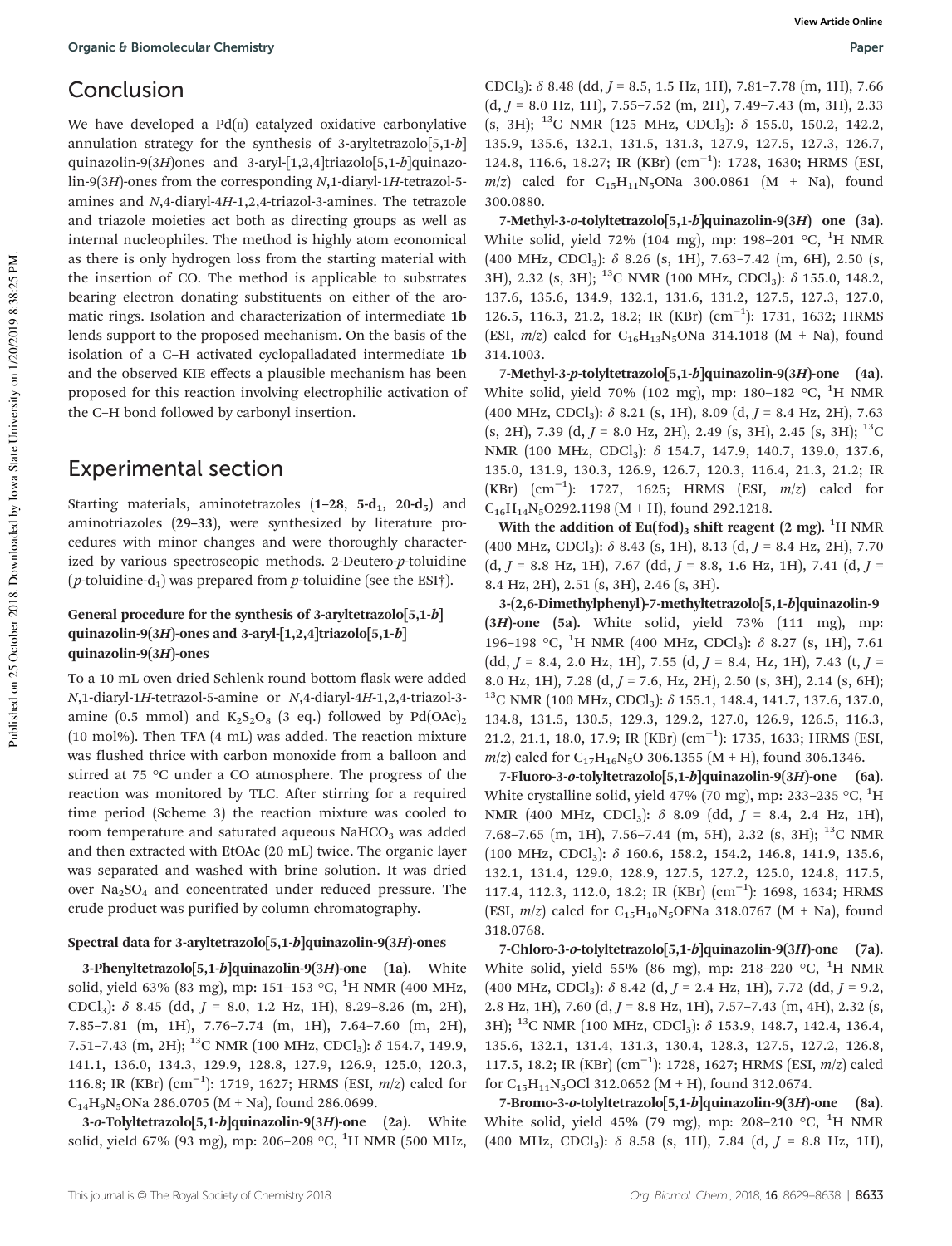## Conclusion

We have developed a Pd(II) catalyzed oxidative carbonylative annulation strategy for the synthesis of 3-aryltetrazolo[5,1-*b*]quinazolin-9(3*H*)ones and 3-aryl-[1,2,4]triazolo[5,1-*b*]quinazolin-9(3*H*)-ones from the corresponding *N*,1-diaryl-1*H*-tetrazol-5-amines and *N*,4-diaryl-4*H*-1,2,4-triazol-3-amines. The tetrazole and triazole moieties act both as directing groups as well as internal nucleophiles. The method is highly atom economical as there is only hydrogen loss from the starting material with the insertion of CO. The method is applicable to substrates bearing electron donating substituents on either of the aromatic rings. Isolation and characterization of intermediate **1b** lends support to the proposed mechanism. On the basis of the isolation of a C–H activated cyclopalladated intermediate **1b** and the observed KIE effects a plausible mechanism has been proposed for this reaction involving electrophilic activation of the C–H bond followed by carbonyl insertion.

## Experimental section

Starting materials, aminotetrazoles (**1–28**, **5-d$_1$**, **20-d$_5$**) and aminotriazoles (**29–33**), were synthesized by literature procedures with minor changes and were thoroughly characterized by various spectroscopic methods. 2-Deutero-*p*-toluidine (*p*-toluidine-d$_1$) was prepared from *p*-toluidine (see the ESI†).

### General procedure for the synthesis of 3-aryltetrazolo[5,1-*b*]quinazolin-9(3*H*)-ones and 3-aryl-[1,2,4]triazolo[5,1-*b*]quinazolin-9(3*H*)-ones

To a 10 mL oven dried Schlenk round bottom flask were added *N*,1-diaryl-1*H*-tetrazol-5-amine or *N*,4-diaryl-4*H*-1,2,4-triazol-3-amine (0.5 mmol) and $K_2S_2O_8$ (3 eq.) followed by $Pd(OAc)_2$ (10 mol%). Then TFA (4 mL) was added. The reaction mixture was flushed thrice with carbon monoxide from a balloon and stirred at 75 °C under a CO atmosphere. The progress of the reaction was monitored by TLC. After stirring for a required time period (Scheme 3) the reaction mixture was cooled to room temperature and saturated aqueous $NaHCO_3$ was added and then extracted with EtOAc (20 mL) twice. The organic layer was separated and washed with brine solution. It was dried over $Na_2SO_4$ and concentrated under reduced pressure. The crude product was purified by column chromatography.

### Spectral data for 3-aryltetrazolo[5,1-*b*]quinazolin-9(3*H*)-ones

**3-Phenyltetrazolo[5,1-*b*]quinazolin-9(3*H*)-one (1a).** White solid, yield 63% (83 mg), mp: 151–153 °C, $^1$H NMR (400 MHz, $CDCl_3$): δ 8.45 (dd, *J* = 8.0, 1.2 Hz, 1H), 8.29–8.26 (m, 2H), 7.85–7.81 (m, 1H), 7.76–7.74 (m, 1H), 7.64–7.60 (m, 2H), 7.51–7.43 (m, 2H); $^{13}$C NMR (100 MHz, $CDCl_3$): δ 154.7, 149.9, 141.1, 136.0, 134.3, 129.9, 128.8, 127.9, 126.9, 125.0, 120.3, 116.8; IR (KBr) (cm$^{-1}$): 1719, 1627; HRMS (ESI, *m*/*z*) calcd for $C_{14}H_9N_5ONa$ 286.0705 (M + Na), found 286.0699.

**3-*o*-Tolyltetrazolo[5,1-*b*]quinazolin-9(3*H*)-one (2a).** White solid, yield 67% (93 mg), mp: 206–208 °C, $^1$H NMR (500 MHz, $CDCl_3$): δ 8.48 (dd, *J* = 8.5, 1.5 Hz, 1H), 7.81–7.78 (m, 1H), 7.66 (d, *J* = 8.0 Hz, 1H), 7.55–7.52 (m, 2H), 7.49–7.43 (m, 3H), 2.33 (s, 3H); $^{13}$C NMR (125 MHz, $CDCl_3$): δ 155.0, 150.2, 142.2, 135.9, 135.6, 132.1, 131.5, 131.3, 127.9, 127.5, 127.3, 126.7, 124.8, 116.6, 18.27; IR (KBr) (cm$^{-1}$): 1728, 1630; HRMS (ESI, *m*/*z*) calcd for $C_{15}H_{11}N_5ONa$ 300.0861 (M + Na), found 300.0880.

**7-Methyl-3-*o*-tolyltetrazolo[5,1-*b*]quinazolin-9(3*H*) one (3a).** White solid, yield 72% (104 mg), mp: 198–201 °C, $^1$H NMR (400 MHz, $CDCl_3$): δ 8.26 (s, 1H), 7.63–7.42 (m, 6H), 2.50 (s, 3H), 2.32 (s, 3H); $^{13}$C NMR (100 MHz, $CDCl_3$): δ 155.0, 148.2, 137.6, 135.6, 134.9, 132.1, 131.6, 131.2, 127.5, 127.3, 127.0, 126.5, 116.3, 21.2, 18.2; IR (KBr) (cm$^{-1}$): 1731, 1632; HRMS (ESI, *m*/*z*) calcd for $C_{16}H_{13}N_5ONa$ 314.1018 (M + Na), found 314.1003.

**7-Methyl-3-*p*-tolyltetrazolo[5,1-*b*]quinazolin-9(3*H*)-one (4a).** White solid, yield 70% (102 mg), mp: 180–182 °C, $^1$H NMR (400 MHz, $CDCl_3$): δ 8.21 (s, 1H), 8.09 (d, *J* = 8.4 Hz, 2H), 7.63 (s, 2H), 7.39 (d, *J* = 8.0 Hz, 2H), 2.49 (s, 3H), 2.45 (s, 3H); $^{13}$C NMR (100 MHz, $CDCl_3$): δ 154.7, 147.9, 140.7, 139.0, 137.6, 135.0, 131.9, 130.3, 126.9, 126.7, 120.3, 116.4, 21.3, 21.2; IR (KBr) (cm$^{-1}$): 1727, 1625; HRMS (ESI, *m*/*z*) calcd for $C_{16}H_{14}N_5O$292.1198 (M + H), found 292.1218.

**With the addition of Eu(fod)$_3$ shift reagent (2 mg).** $^1$H NMR (400 MHz, $CDCl_3$): δ 8.43 (s, 1H), 8.13 (d, *J* = 8.4 Hz, 2H), 7.70 (d, *J* = 8.8 Hz, 1H), 7.67 (dd, *J* = 8.8, 1.6 Hz, 1H), 7.41 (d, *J* = 8.4 Hz, 2H), 2.51 (s, 3H), 2.46 (s, 3H).

**3-(2,6-Dimethylphenyl)-7-methyltetrazolo[5,1-*b*]quinazolin-9(3*H*)-one (5a).** White solid, yield 73% (111 mg), mp: 196–198 °C, $^1$H NMR (400 MHz, $CDCl_3$): δ 8.27 (s, 1H), 7.61 (dd, *J* = 8.4, 2.0 Hz, 1H), 7.55 (d, *J* = 8.4, Hz, 1H), 7.43 (t, *J* = 8.0 Hz, 1H), 7.28 (d, *J* = 7.6, Hz, 2H), 2.50 (s, 3H), 2.14 (s, 6H); $^{13}$C NMR (100 MHz, $CDCl_3$): δ 155.1, 148.4, 141.7, 137.6, 137.0, 134.8, 131.5, 130.5, 129.3, 129.2, 127.0, 126.9, 126.5, 116.3, 21.2, 21.1, 18.0, 17.9; IR (KBr) (cm$^{-1}$): 1735, 1633; HRMS (ESI, *m*/*z*) calcd for $C_{17}H_{16}N_5O$ 306.1355 (M + H), found 306.1346.

**7-Fluoro-3-*o*-tolyltetrazolo[5,1-*b*]quinazolin-9(3*H*)-one (6a).** White crystalline solid, yield 47% (70 mg), mp: 233–235 °C, $^1$H NMR (400 MHz, $CDCl_3$): δ 8.09 (dd, *J* = 8.4, 2.4 Hz, 1H), 7.68–7.65 (m, 1H), 7.56–7.44 (m, 5H), 2.32 (s, 3H); $^{13}$C NMR (100 MHz, $CDCl_3$): δ 160.6, 158.2, 154.2, 146.8, 141.9, 135.6, 132.1, 131.4, 129.0, 128.9, 127.5, 127.2, 125.0, 124.8, 117.5, 117.4, 112.3, 112.0, 18.2; IR (KBr) (cm$^{-1}$): 1698, 1634; HRMS (ESI, *m*/*z*) calcd for $C_{15}H_{10}N_5OFNa$ 318.0767 (M + Na), found 318.0768.

**7-Chloro-3-*o*-tolyltetrazolo[5,1-*b*]quinazolin-9(3*H*)-one (7a).** White solid, yield 55% (86 mg), mp: 218–220 °C, $^1$H NMR (400 MHz, $CDCl_3$): δ 8.42 (d, *J* = 2.4 Hz, 1H), 7.72 (dd, *J* = 9.2, 2.8 Hz, 1H), 7.60 (d, *J* = 8.8 Hz, 1H), 7.57–7.43 (m, 4H), 2.32 (s, 3H); $^{13}$C NMR (100 MHz, $CDCl_3$): δ 153.9, 148.7, 142.4, 136.4, 135.6, 132.1, 131.4, 131.3, 130.4, 128.3, 127.5, 127.2, 126.8, 117.5, 18.2; IR (KBr) (cm$^{-1}$): 1728, 1627; HRMS (ESI, *m*/*z*) calcd for $C_{15}H_{11}N_5OCl$ 312.0652 (M + H), found 312.0674.

**7-Bromo-3-*o*-tolyltetrazolo[5,1-*b*]quinazolin-9(3*H*)-one (8a).** White solid, yield 45% (79 mg), mp: 208–210 °C, $^1$H NMR (400 MHz, $CDCl_3$): δ 8.58 (s, 1H), 7.84 (d, *J* = 8.8 Hz, 1H),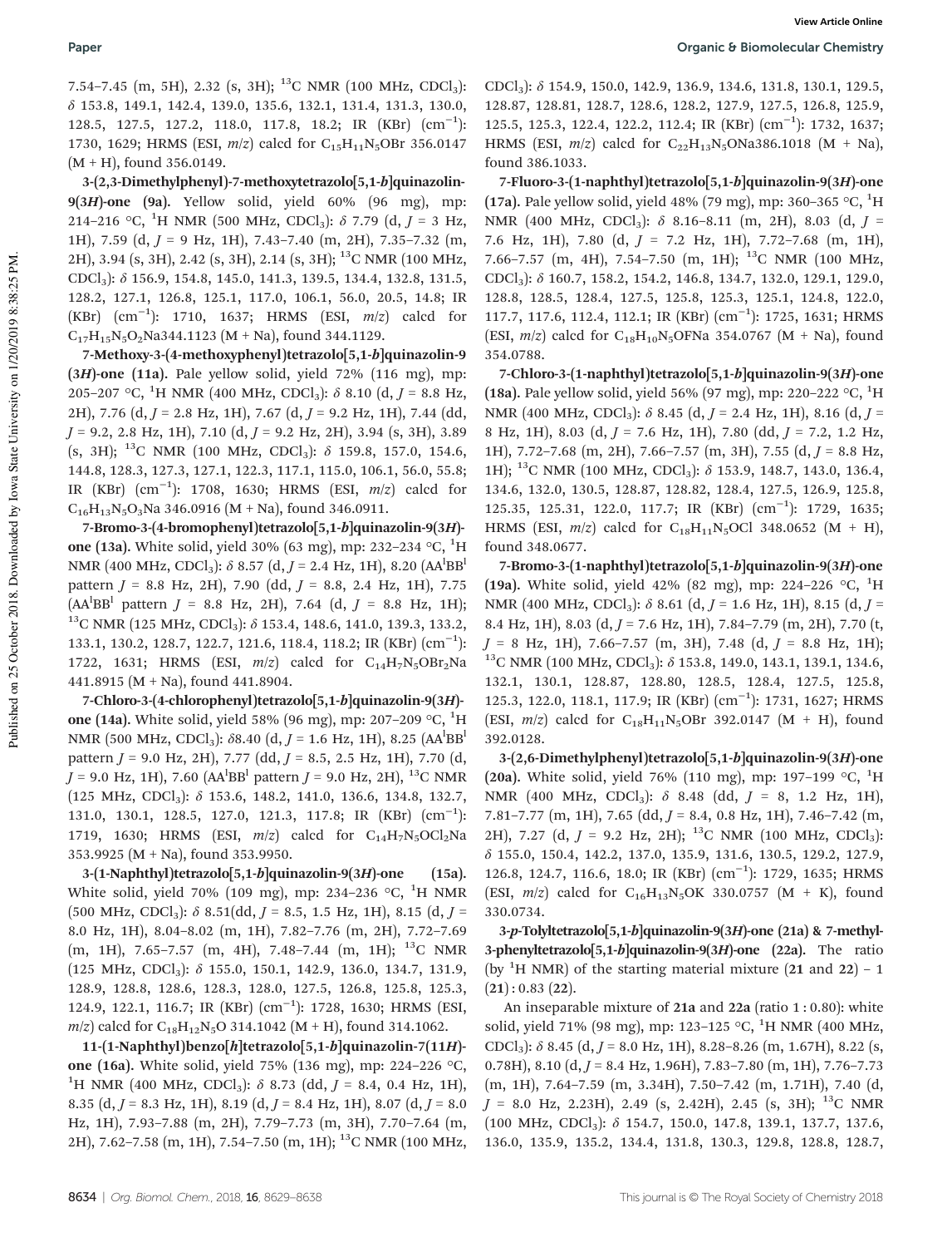7.54–7.45 (m, 5H), 2.32 (s, 3H); $^{13}$C NMR (100 MHz, $CDCl_3$): δ 153.8, 149.1, 142.4, 139.0, 135.6, 132.1, 131.4, 131.3, 130.0, 128.5, 127.5, 127.2, 118.0, 117.8, 18.2; IR (KBr) (cm$^{-1}$): 1730, 1629; HRMS (ESI, *m/z*) calcd for $C_{15}H_{11}N_5OBr$ 356.0147 (M + H), found 356.0149.

**3-(2,3-Dimethylphenyl)-7-methoxytetrazolo[5,1-*b*]quinazolin-9(3*H*)-one (9a).** Yellow solid, yield 60% (96 mg), mp: 214–216 °C, $^{1}$H NMR (500 MHz, $CDCl_3$): δ 7.79 (d, *J* = 3 Hz, 1H), 7.59 (d, *J* = 9 Hz, 1H), 7.43–7.40 (m, 2H), 7.35–7.32 (m, 2H), 3.94 (s, 3H), 2.42 (s, 3H), 2.14 (s, 3H); $^{13}$C NMR (100 MHz, $CDCl_3$): δ 156.9, 154.8, 145.0, 141.3, 139.5, 134.4, 132.8, 131.5, 128.2, 127.1, 126.8, 125.1, 117.0, 106.1, 56.0, 20.5, 14.8; IR (KBr) (cm$^{-1}$): 1710, 1637; HRMS (ESI, *m/z*) calcd for $C_{17}H_{15}N_5O_2Na$344.1123 (M + Na), found 344.1129.

**7-Methoxy-3-(4-methoxyphenyl)tetrazolo[5,1-*b*]quinazolin-9(3*H*)-one (11a).** Pale yellow solid, yield 72% (116 mg), mp: 205–207 °C, $^{1}$H NMR (400 MHz, $CDCl_3$): δ 8.10 (d, *J* = 8.8 Hz, 2H), 7.76 (d, *J* = 2.8 Hz, 1H), 7.67 (d, *J* = 9.2 Hz, 1H), 7.44 (dd, *J* = 9.2, 2.8 Hz, 1H), 7.10 (d, *J* = 9.2 Hz, 2H), 3.94 (s, 3H), 3.89 (s, 3H); $^{13}$C NMR (100 MHz, $CDCl_3$): δ 159.8, 157.0, 154.6, 144.8, 128.3, 127.3, 127.1, 122.3, 117.1, 115.0, 106.1, 56.0, 55.8; IR (KBr) (cm$^{-1}$): 1708, 1630; HRMS (ESI, *m/z*) calcd for $C_{16}H_{13}N_5O_3Na$ 346.0916 (M + Na), found 346.0911.

**7-Bromo-3-(4-bromophenyl)tetrazolo[5,1-*b*]quinazolin-9(3*H*)-one (13a).** White solid, yield 30% (63 mg), mp: 232–234 °C, $^{1}$H NMR (400 MHz, $CDCl_3$): δ 8.57 (d, *J* = 2.4 Hz, 1H), 8.20 (AA$^{I}$BB$^{I}$ pattern *J* = 8.8 Hz, 2H), 7.90 (dd, *J* = 8.8, 2.4 Hz, 1H), 7.75 (AA$^{I}$BB$^{I}$ pattern *J* = 8.8 Hz, 2H), 7.64 (d, *J* = 8.8 Hz, 1H); $^{13}$C NMR (125 MHz, $CDCl_3$): δ 153.4, 148.6, 141.0, 139.3, 133.2, 133.1, 130.2, 128.7, 122.7, 121.6, 118.4, 118.2; IR (KBr) (cm$^{-1}$): 1722, 1631; HRMS (ESI, *m/z*) calcd for $C_{14}H_7N_5OBr_2Na$ 441.8915 (M + Na), found 441.8904.

**7-Chloro-3-(4-chlorophenyl)tetrazolo[5,1-*b*]quinazolin-9(3*H*)-one (14a).** White solid, yield 58% (96 mg), mp: 207–209 °C, $^{1}$H NMR (500 MHz, $CDCl_3$): δ8.40 (d, *J* = 1.6 Hz, 1H), 8.25 (AA$^{I}$BB$^{I}$ pattern *J* = 9.0 Hz, 2H), 7.77 (dd, *J* = 8.5, 2.5 Hz, 1H), 7.70 (d, *J* = 9.0 Hz, 1H), 7.60 (AA$^{I}$BB$^{I}$ pattern *J* = 9.0 Hz, 2H), $^{13}$C NMR (125 MHz, $CDCl_3$): δ 153.6, 148.2, 141.0, 136.6, 134.8, 132.7, 131.0, 130.1, 128.5, 127.0, 121.3, 117.8; IR (KBr) (cm$^{-1}$): 1719, 1630; HRMS (ESI, *m/z*) calcd for $C_{14}H_7N_5OCl_2Na$ 353.9925 (M + Na), found 353.9950.

**3-(1-Naphthyl)tetrazolo[5,1-*b*]quinazolin-9(3*H*)-one (15a).** White solid, yield 70% (109 mg), mp: 234–236 °C, $^{1}$H NMR (500 MHz, $CDCl_3$): δ 8.51(dd, *J* = 8.5, 1.5 Hz, 1H), 8.15 (d, *J* = 8.0 Hz, 1H), 8.04–8.02 (m, 1H), 7.82–7.76 (m, 2H), 7.72–7.69 (m, 1H), 7.65–7.57 (m, 4H), 7.48–7.44 (m, 1H); $^{13}$C NMR (125 MHz, $CDCl_3$): δ 155.0, 150.1, 142.9, 136.0, 134.7, 131.9, 128.9, 128.8, 128.6, 128.3, 128.0, 127.5, 126.8, 125.8, 125.3, 124.9, 122.1, 116.7; IR (KBr) (cm$^{-1}$): 1728, 1630; HRMS (ESI, *m/z*) calcd for $C_{18}H_{12}N_5O$ 314.1042 (M + H), found 314.1062.

**11-(1-Naphthyl)benzo[*h*]tetrazolo[5,1-*b*]quinazolin-7(11*H*)-one (16a).** White solid, yield 75% (136 mg), mp: 224–226 °C, $^{1}$H NMR (400 MHz, $CDCl_3$): δ 8.73 (dd, *J* = 8.4, 0.4 Hz, 1H), 8.35 (d, *J* = 8.3 Hz, 1H), 8.19 (d, *J* = 8.4 Hz, 1H), 8.07 (d, *J* = 8.0 Hz, 1H), 7.93–7.88 (m, 2H), 7.79–7.73 (m, 3H), 7.70–7.64 (m, 2H), 7.62–7.58 (m, 1H), 7.54–7.50 (m, 1H); $^{13}$C NMR (100 MHz, $CDCl_3$): δ 154.9, 150.0, 142.9, 136.9, 134.6, 131.8, 130.1, 129.5, 128.87, 128.81, 128.7, 128.6, 128.2, 127.9, 127.5, 126.8, 125.9, 125.5, 125.3, 122.4, 122.2, 112.4; IR (KBr) (cm$^{-1}$): 1732, 1637; HRMS (ESI, *m/z*) calcd for $C_{22}H_{13}N_5ONa$386.1018 (M + Na), found 386.1033.

**7-Fluoro-3-(1-naphthyl)tetrazolo[5,1-*b*]quinazolin-9(3*H*)-one (17a).** Pale yellow solid, yield 48% (79 mg), mp: 360–365 °C, $^{1}$H NMR (400 MHz, $CDCl_3$): δ 8.16–8.11 (m, 2H), 8.03 (d, *J* = 7.6 Hz, 1H), 7.80 (d, *J* = 7.2 Hz, 1H), 7.72–7.68 (m, 1H), 7.66–7.57 (m, 4H), 7.54–7.50 (m, 1H); $^{13}$C NMR (100 MHz, $CDCl_3$): δ 160.7, 158.2, 154.2, 146.8, 134.7, 132.0, 129.1, 129.0, 128.8, 128.5, 128.4, 127.5, 125.8, 125.3, 125.1, 124.8, 122.0, 117.7, 117.6, 112.4, 112.1; IR (KBr) (cm$^{-1}$): 1725, 1631; HRMS (ESI, *m/z*) calcd for $C_{18}H_{10}N_5OFNa$ 354.0767 (M + Na), found 354.0788.

**7-Chloro-3-(1-naphthyl)tetrazolo[5,1-*b*]quinazolin-9(3*H*)-one (18a).** Pale yellow solid, yield 56% (97 mg), mp: 220–222 °C, $^{1}$H NMR (400 MHz, $CDCl_3$): δ 8.45 (d, *J* = 2.4 Hz, 1H), 8.16 (d, *J* = 8 Hz, 1H), 8.03 (d, *J* = 7.6 Hz, 1H), 7.80 (dd, *J* = 7.2, 1.2 Hz, 1H), 7.72–7.68 (m, 2H), 7.66–7.57 (m, 3H), 7.55 (d, *J* = 8.8 Hz, 1H); $^{13}$C NMR (100 MHz, $CDCl_3$): δ 153.9, 148.7, 143.0, 136.4, 134.6, 132.0, 130.5, 128.87, 128.82, 128.4, 127.5, 126.9, 125.8, 125.35, 125.31, 122.0, 117.7; IR (KBr) (cm$^{-1}$): 1729, 1635; HRMS (ESI, *m/z*) calcd for $C_{18}H_{11}N_5OCl$ 348.0652 (M + H), found 348.0677.

**7-Bromo-3-(1-naphthyl)tetrazolo[5,1-*b*]quinazolin-9(3*H*)-one (19a).** White solid, yield 42% (82 mg), mp: 224–226 °C, $^{1}$H NMR (400 MHz, $CDCl_3$): δ 8.61 (d, *J* = 1.6 Hz, 1H), 8.15 (d, *J* = 8.4 Hz, 1H), 8.03 (d, *J* = 7.6 Hz, 1H), 7.84–7.79 (m, 2H), 7.70 (t, *J* = 8 Hz, 1H), 7.66–7.57 (m, 3H), 7.48 (d, *J* = 8.8 Hz, 1H); $^{13}$C NMR (100 MHz, $CDCl_3$): δ 153.8, 149.0, 143.1, 139.1, 134.6, 132.1, 130.1, 128.87, 128.80, 128.5, 128.4, 127.5, 125.8, 125.3, 122.0, 118.1, 117.9; IR (KBr) (cm$^{-1}$): 1731, 1627; HRMS (ESI, *m/z*) calcd for $C_{18}H_{11}N_5OBr$ 392.0147 (M + H), found 392.0128.

**3-(2,6-Dimethylphenyl)tetrazolo[5,1-*b*]quinazolin-9(3*H*)-one (20a).** White solid, yield 76% (110 mg), mp: 197–199 °C, $^{1}$H NMR (400 MHz, $CDCl_3$): δ 8.48 (dd, *J* = 8, 1.2 Hz, 1H), 7.81–7.77 (m, 1H), 7.65 (dd, *J* = 8.4, 0.8 Hz, 1H), 7.46–7.42 (m, 2H), 7.27 (d, *J* = 9.2 Hz, 2H); $^{13}$C NMR (100 MHz, $CDCl_3$): δ 155.0, 150.4, 142.2, 137.0, 135.9, 131.6, 130.5, 129.2, 127.9, 126.8, 124.7, 116.6, 18.0; IR (KBr) (cm$^{-1}$): 1729, 1635; HRMS (ESI, *m/z*) calcd for $C_{16}H_{13}N_5OK$ 330.0757 (M + K), found 330.0734.

**3-*p*-Tolyltetrazolo[5,1-*b*]quinazolin-9(3*H*)-one (21a) & 7-methyl-3-phenyltetrazolo[5,1-*b*]quinazolin-9(3*H*)-one (22a).** The ratio (by $^{1}$H NMR) of the starting material mixture (**21** and **22**) – 1 (**21**) : 0.83 (**22**).

An inseparable mixture of **21a** and **22a** (ratio 1 : 0.80): white solid, yield 71% (98 mg), mp: 123–125 °C, $^{1}$H NMR (400 MHz, $CDCl_3$): δ 8.45 (d, *J* = 8.0 Hz, 1H), 8.28–8.26 (m, 1.67H), 8.22 (s, 0.78H), 8.10 (d, *J* = 8.4 Hz, 1.96H), 7.83–7.80 (m, 1H), 7.76–7.73 (m, 1H), 7.64–7.59 (m, 3.34H), 7.50–7.42 (m, 1.71H), 7.40 (d, *J* = 8.0 Hz, 2.23H), 2.49 (s, 2.42H), 2.45 (s, 3H); $^{13}$C NMR (100 MHz, $CDCl_3$): δ 154.7, 150.0, 147.8, 139.1, 137.7, 137.6, 136.0, 135.9, 135.2, 134.4, 131.8, 130.3, 129.8, 128.8, 128.7,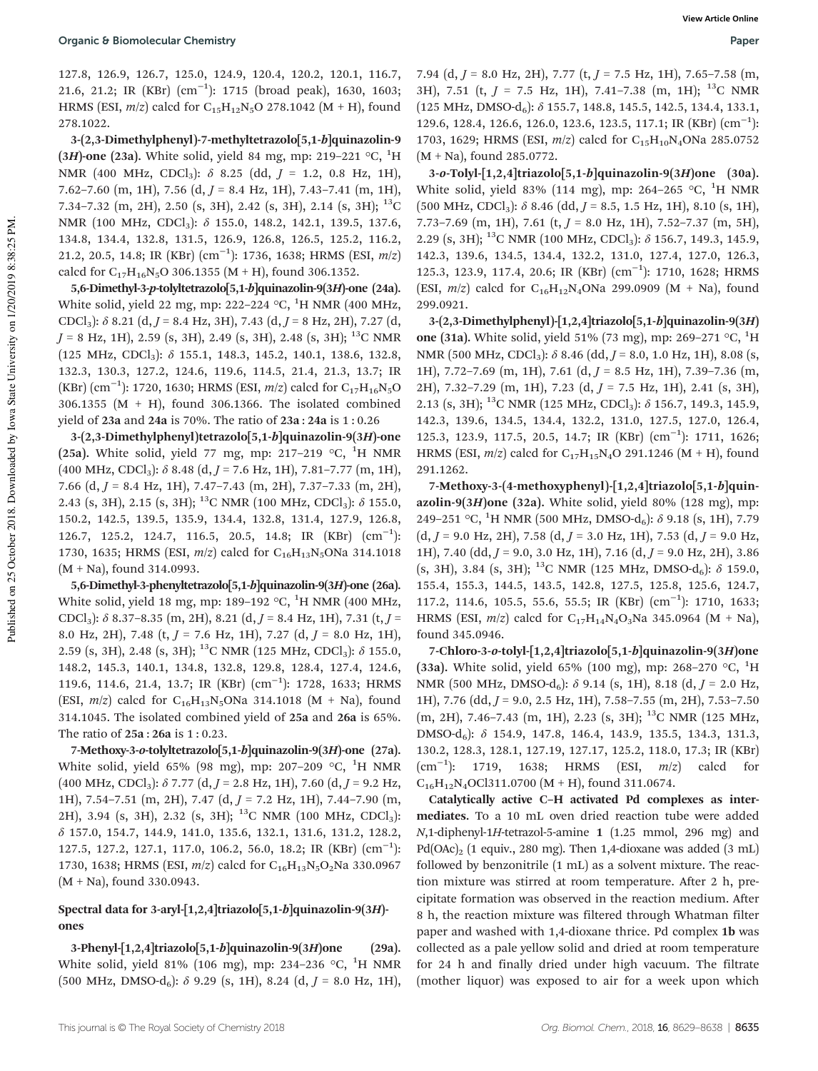127.8, 126.9, 126.7, 125.0, 124.9, 120.4, 120.2, 120.1, 116.7, 21.6, 21.2; IR (KBr) ($cm^{-1}$): 1715 (broad peak), 1630, 1603; HRMS (ESI, $m/z$) calcd for $C_{15}H_{12}N_5O$ 278.1042 (M + H), found 278.1022.

**3-(2,3-Dimethylphenyl)-7-methyltetrazolo[5,1-*b*]quinazolin-9(3*H*)-one (23a).** White solid, yield 84 mg, mp: 219–221 °C, $^1$H NMR (400 MHz, $CDCl_3$): δ 8.25 (dd, $J$ = 1.2, 0.8 Hz, 1H), 7.62–7.60 (m, 1H), 7.56 (d, $J$ = 8.4 Hz, 1H), 7.43–7.41 (m, 1H), 7.34–7.32 (m, 2H), 2.50 (s, 3H), 2.42 (s, 3H), 2.14 (s, 3H); $^{13}$C NMR (100 MHz, $CDCl_3$): δ 155.0, 148.2, 142.1, 139.5, 137.6, 134.8, 134.4, 132.8, 131.5, 126.9, 126.8, 126.5, 125.2, 116.2, 21.2, 20.5, 14.8; IR (KBr) ($cm^{-1}$): 1736, 1638; HRMS (ESI, $m/z$) calcd for $C_{17}H_{16}N_5O$ 306.1355 (M + H), found 306.1352.

**5,6-Dimethyl-3-*p*-tolyltetrazolo[5,1-*b*]quinazolin-9(3*H*)-one (24a).** White solid, yield 22 mg, mp: 222–224 °C, $^1$H NMR (400 MHz, $CDCl_3$): δ 8.21 (d, $J$ = 8.4 Hz, 3H), 7.43 (d, $J$ = 8 Hz, 2H), 7.27 (d, $J$ = 8 Hz, 1H), 2.59 (s, 3H), 2.49 (s, 3H), 2.48 (s, 3H); $^{13}$C NMR (125 MHz, $CDCl_3$): δ 155.1, 148.3, 145.2, 140.1, 138.6, 132.8, 132.3, 130.3, 127.2, 124.6, 119.6, 114.5, 21.4, 21.3, 13.7; IR (KBr) ($cm^{-1}$): 1720, 1630; HRMS (ESI, $m/z$) calcd for $C_{17}H_{16}N_5O$ 306.1355 (M + H), found 306.1366. The isolated combined yield of **23a** and **24a** is 70%. The ratio of **23a** : **24a** is 1 : 0.26

**3-(2,3-Dimethylphenyl)tetrazolo[5,1-*b*]quinazolin-9(3*H*)-one (25a).** White solid, yield 77 mg, mp: 217–219 °C, $^1$H NMR (400 MHz, $CDCl_3$): δ 8.48 (d, $J$ = 7.6 Hz, 1H), 7.81–7.77 (m, 1H), 7.66 (d, $J$ = 8.4 Hz, 1H), 7.47–7.43 (m, 2H), 7.37–7.33 (m, 2H), 2.43 (s, 3H), 2.15 (s, 3H); $^{13}$C NMR (100 MHz, $CDCl_3$): δ 155.0, 150.2, 142.5, 139.5, 135.9, 134.4, 132.8, 131.4, 127.9, 126.8, 126.7, 125.2, 124.7, 116.5, 20.5, 14.8; IR (KBr) ($cm^{-1}$): 1730, 1635; HRMS (ESI, $m/z$) calcd for $C_{16}H_{13}N_5ONa$ 314.1018 (M + Na), found 314.0993.

**5,6-Dimethyl-3-phenyltetrazolo[5,1-*b*]quinazolin-9(3*H*)-one (26a).** White solid, yield 18 mg, mp: 189–192 °C, $^1$H NMR (400 MHz, $CDCl_3$): δ 8.37–8.35 (m, 2H), 8.21 (d, $J$ = 8.4 Hz, 1H), 7.31 (t, $J$ = 8.0 Hz, 2H), 7.48 (t, $J$ = 7.6 Hz, 1H), 7.27 (d, $J$ = 8.0 Hz, 1H), 2.59 (s, 3H), 2.48 (s, 3H); $^{13}$C NMR (125 MHz, $CDCl_3$): δ 155.0, 148.2, 145.3, 140.1, 134.8, 132.8, 129.8, 128.4, 127.4, 124.6, 119.6, 114.6, 21.4, 13.7; IR (KBr) ($cm^{-1}$): 1728, 1633; HRMS (ESI, $m/z$) calcd for $C_{16}H_{13}N_5ONa$ 314.1018 (M + Na), found 314.1045. The isolated combined yield of **25a** and **26a** is 65%. The ratio of **25a** : **26a** is 1 : 0.23.

**7-Methoxy-3-*o*-tolyltetrazolo[5,1-*b*]quinazolin-9(3*H*)-one (27a).** White solid, yield 65% (98 mg), mp: 207–209 °C, $^1$H NMR (400 MHz, $CDCl_3$): δ 7.77 (d, $J$ = 2.8 Hz, 1H), 7.60 (d, $J$ = 9.2 Hz, 1H), 7.54–7.51 (m, 2H), 7.47 (d, $J$ = 7.2 Hz, 1H), 7.44–7.90 (m, 2H), 3.94 (s, 3H), 2.32 (s, 3H); $^{13}$C NMR (100 MHz, $CDCl_3$): δ 157.0, 154.7, 144.9, 141.0, 135.6, 132.1, 131.6, 131.2, 128.2, 127.5, 127.2, 127.1, 117.0, 106.2, 56.0, 18.2; IR (KBr) ($cm^{-1}$): 1730, 1638; HRMS (ESI, $m/z$) calcd for $C_{16}H_{13}N_5O_2Na$ 330.0967 (M + Na), found 330.0943.

### Spectral data for 3-aryl-[1,2,4]triazolo[5,1-*b*]quinazolin-9(3*H*)-ones

**3-Phenyl-[1,2,4]triazolo[5,1-*b*]quinazolin-9(3*H*)one (29a).** White solid, yield 81% (106 mg), mp: 234–236 °C, $^1$H NMR (500 MHz, DMSO-$d_6$): δ 9.29 (s, 1H), 8.24 (d, $J$ = 8.0 Hz, 1H), 7.94 (d, $J$ = 8.0 Hz, 2H), 7.77 (t, $J$ = 7.5 Hz, 1H), 7.65–7.58 (m, 3H), 7.51 (t, $J$ = 7.5 Hz, 1H), 7.41–7.38 (m, 1H); $^{13}$C NMR (125 MHz, DMSO-$d_6$): δ 155.7, 148.8, 145.5, 142.5, 134.4, 133.1, 129.6, 128.4, 126.6, 126.0, 123.6, 123.5, 117.1; IR (KBr) ($cm^{-1}$): 1703, 1629; HRMS (ESI, $m/z$) calcd for $C_{15}H_{10}N_4ONa$ 285.0752 (M + Na), found 285.0772.

**3-*o*-Tolyl-[1,2,4]triazolo[5,1-*b*]quinazolin-9(3*H*)one (30a).** White solid, yield 83% (114 mg), mp: 264–265 °C, $^1$H NMR (500 MHz, $CDCl_3$): δ 8.46 (dd, $J$ = 8.5, 1.5 Hz, 1H), 8.10 (s, 1H), 7.73–7.69 (m, 1H), 7.61 (t, $J$ = 8.0 Hz, 1H), 7.52–7.37 (m, 5H), 2.29 (s, 3H); $^{13}$C NMR (100 MHz, $CDCl_3$): δ 156.7, 149.3, 145.9, 142.3, 139.6, 134.5, 134.4, 132.2, 131.0, 127.4, 127.0, 126.3, 125.3, 123.9, 117.4, 20.6; IR (KBr) ($cm^{-1}$): 1710, 1628; HRMS (ESI, $m/z$) calcd for $C_{16}H_{12}N_4ONa$ 299.0909 (M + Na), found 299.0921.

**3-(2,3-Dimethylphenyl)-[1,2,4]triazolo[5,1-*b*]quinazolin-9(3*H*) one (31a).** White solid, yield 51% (73 mg), mp: 269–271 °C, $^1$H NMR (500 MHz, $CDCl_3$): δ 8.46 (dd, $J$ = 8.0, 1.0 Hz, 1H), 8.08 (s, 1H), 7.72–7.69 (m, 1H), 7.61 (d, $J$ = 8.5 Hz, 1H), 7.39–7.36 (m, 2H), 7.32–7.29 (m, 1H), 7.23 (d, $J$ = 7.5 Hz, 1H), 2.41 (s, 3H), 2.13 (s, 3H); $^{13}$C NMR (125 MHz, $CDCl_3$): δ 156.7, 149.3, 145.9, 142.3, 139.6, 134.5, 134.4, 132.2, 131.0, 127.5, 127.0, 126.4, 125.3, 123.9, 117.5, 20.5, 14.7; IR (KBr) ($cm^{-1}$): 1711, 1626; HRMS (ESI, $m/z$) calcd for $C_{17}H_{15}N_4O$ 291.1246 (M + H), found 291.1262.

**7-Methoxy-3-(4-methoxyphenyl)-[1,2,4]triazolo[5,1-*b*]quinazolin-9(3*H*)one (32a).** White solid, yield 80% (128 mg), mp: 249–251 °C, $^1$H NMR (500 MHz, DMSO-$d_6$): δ 9.18 (s, 1H), 7.79 (d, $J$ = 9.0 Hz, 2H), 7.58 (d, $J$ = 3.0 Hz, 1H), 7.53 (d, $J$ = 9.0 Hz, 1H), 7.40 (dd, $J$ = 9.0, 3.0 Hz, 1H), 7.16 (d, $J$ = 9.0 Hz, 2H), 3.86 (s, 3H), 3.84 (s, 3H); $^{13}$C NMR (125 MHz, DMSO-$d_6$): δ 159.0, 155.4, 155.3, 144.5, 143.5, 142.8, 127.5, 125.8, 125.6, 124.7, 117.2, 114.6, 105.5, 55.6, 55.5; IR (KBr) ($cm^{-1}$): 1710, 1633; HRMS (ESI, $m/z$) calcd for $C_{17}H_{14}N_4O_3Na$ 345.0964 (M + Na), found 345.0946.

**7-Chloro-3-*o*-tolyl-[1,2,4]triazolo[5,1-*b*]quinazolin-9(3*H*)one (33a).** White solid, yield 65% (100 mg), mp: 268–270 °C, $^1$H NMR (500 MHz, DMSO-$d_6$): δ 9.14 (s, 1H), 8.18 (d, $J$ = 2.0 Hz, 1H), 7.76 (dd, $J$ = 9.0, 2.5 Hz, 1H), 7.58–7.55 (m, 2H), 7.53–7.50 (m, 2H), 7.46–7.43 (m, 1H), 2.23 (s, 3H); $^{13}$C NMR (125 MHz, DMSO-$d_6$): δ 154.9, 147.8, 146.4, 143.9, 135.5, 134.3, 131.3, 130.2, 128.3, 128.1, 127.19, 127.17, 125.2, 118.0, 17.3; IR (KBr) ($cm^{-1}$): 1719, 1638; HRMS (ESI, $m/z$) calcd for $C_{16}H_{12}N_4OCl$311.0700 (M + H), found 311.0674.

**Catalytically active C–H activated Pd complexes as intermediates.** To a 10 mL oven dried reaction tube were added *N*,1-diphenyl-1*H*-tetrazol-5-amine **1** (1.25 mmol, 296 mg) and $Pd(OAc)_2$ (1 equiv., 280 mg). Then 1,4-dioxane was added (3 mL) followed by benzonitrile (1 mL) as a solvent mixture. The reaction mixture was stirred at room temperature. After 2 h, precipitate formation was observed in the reaction medium. After 8 h, the reaction mixture was filtered through Whatman filter paper and washed with 1,4-dioxane thrice. Pd complex **1b** was collected as a pale yellow solid and dried at room temperature for 24 h and finally dried under high vacuum. The filtrate (mother liquor) was exposed to air for a week upon which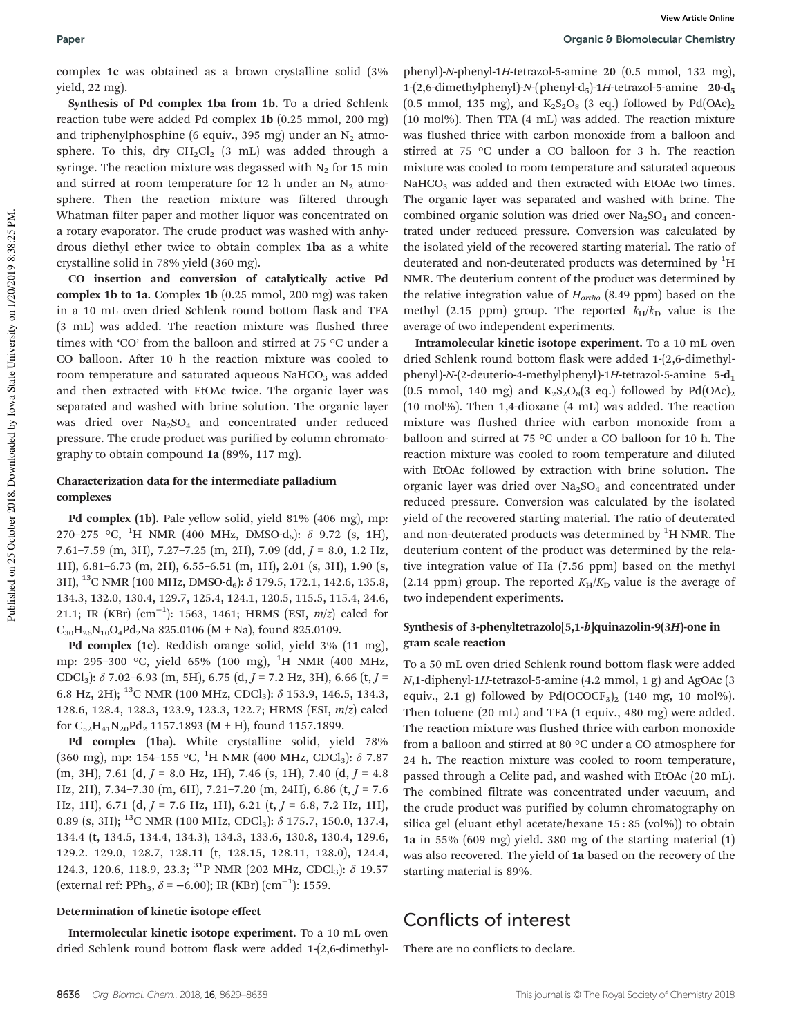complex **1c** was obtained as a brown crystalline solid (3% yield, 22 mg).

**Synthesis of Pd complex 1ba from 1b.** To a dried Schlenk reaction tube were added Pd complex **1b** (0.25 mmol, 200 mg) and triphenylphosphine (6 equiv., 395 mg) under an $N_2$ atmosphere. To this, dry $CH_2Cl_2$ (3 mL) was added through a syringe. The reaction mixture was degassed with $N_2$ for 15 min and stirred at room temperature for 12 h under an $N_2$ atmosphere. Then the reaction mixture was filtered through Whatman filter paper and mother liquor was concentrated on a rotary evaporator. The crude product was washed with anhydrous diethyl ether twice to obtain complex **1ba** as a white crystalline solid in 78% yield (360 mg).

**CO insertion and conversion of catalytically active Pd complex 1b to 1a.** Complex **1b** (0.25 mmol, 200 mg) was taken in a 10 mL oven dried Schlenk round bottom flask and TFA (3 mL) was added. The reaction mixture was flushed three times with 'CO' from the balloon and stirred at 75 °C under a CO balloon. After 10 h the reaction mixture was cooled to room temperature and saturated aqueous $NaHCO_3$ was added and then extracted with EtOAc twice. The organic layer was separated and washed with brine solution. The organic layer was dried over $Na_2SO_4$ and concentrated under reduced pressure. The crude product was purified by column chromatography to obtain compound **1a** (89%, 117 mg).

### Characterization data for the intermediate palladium complexes

**Pd complex (1b).** Pale yellow solid, yield 81% (406 mg), mp: 270–275 °C, $^1$H NMR (400 MHz, DMSO-d$_6$): $\delta$ 9.72 (s, 1H), 7.61–7.59 (m, 3H), 7.27–7.25 (m, 2H), 7.09 (dd, $J$ = 8.0, 1.2 Hz, 1H), 6.81–6.73 (m, 2H), 6.55–6.51 (m, 1H), 2.01 (s, 3H), 1.90 (s, 3H), $^{13}$C NMR (100 MHz, DMSO-d$_6$): $\delta$ 179.5, 172.1, 142.6, 135.8, 134.3, 132.0, 130.4, 129.7, 125.4, 124.1, 120.5, 115.5, 115.4, 24.6, 21.1; IR (KBr) (cm$^{-1}$): 1563, 1461; HRMS (ESI, $m/z$) calcd for $C_{30}H_{26}N_{10}O_4Pd_2Na$ 825.0106 (M + Na), found 825.0109.

**Pd complex (1c).** Reddish orange solid, yield 3% (11 mg), mp: 295–300 °C, yield 65% (100 mg), $^1$H NMR (400 MHz, $CDCl_3$): $\delta$ 7.02–6.93 (m, 5H), 6.75 (d, $J$ = 7.2 Hz, 3H), 6.66 (t, $J$ = 6.8 Hz, 2H); $^{13}$C NMR (100 MHz, $CDCl_3$): $\delta$ 153.9, 146.5, 134.3, 128.6, 128.4, 128.3, 123.9, 123.3, 122.7; HRMS (ESI, $m/z$) calcd for $C_{52}H_{41}N_{20}Pd_2$ 1157.1893 (M + H), found 1157.1899.

**Pd complex (1ba).** White crystalline solid, yield 78% (360 mg), mp: 154–155 °C, $^1$H NMR (400 MHz, $CDCl_3$): $\delta$ 7.87 (m, 3H), 7.61 (d, $J$ = 8.0 Hz, 1H), 7.46 (s, 1H), 7.40 (d, $J$ = 4.8 Hz, 2H), 7.34–7.30 (m, 6H), 7.21–7.20 (m, 24H), 6.86 (t, $J$ = 7.6 Hz, 1H), 6.71 (d, $J$ = 7.6 Hz, 1H), 6.21 (t, $J$ = 6.8, 7.2 Hz, 1H), 0.89 (s, 3H); $^{13}$C NMR (100 MHz, $CDCl_3$): $\delta$ 175.7, 150.0, 137.4, 134.4 (t, 134.5, 134.4, 134.3), 134.3, 133.6, 130.8, 130.4, 129.6, 129.2. 129.0, 128.7, 128.11 (t, 128.15, 128.11, 128.0), 124.4, 124.3, 120.6, 118.9, 23.3; $^{31}$P NMR (202 MHz, $CDCl_3$): $\delta$ 19.57 (external ref: $PPh_3$, $\delta$ = −6.00); IR (KBr) (cm$^{-1}$): 1559.

### Determination of kinetic isotope effect

**Intermolecular kinetic isotope experiment.** To a 10 mL oven dried Schlenk round bottom flask were added 1-(2,6-dimethylphenyl)-*N*-phenyl-1*H*-tetrazol-5-amine **20** (0.5 mmol, 132 mg), 1-(2,6-dimethylphenyl)-*N*-(phenyl-d$_5$)-1*H*-tetrazol-5-amine **20-d$_5$** (0.5 mmol, 135 mg), and $K_2S_2O_8$ (3 eq.) followed by $Pd(OAc)_2$ (10 mol%). Then TFA (4 mL) was added. The reaction mixture was flushed thrice with carbon monoxide from a balloon and stirred at 75 °C under a CO balloon for 3 h. The reaction mixture was cooled to room temperature and saturated aqueous $NaHCO_3$ was added and then extracted with EtOAc two times. The organic layer was separated and washed with brine. The combined organic solution was dried over $Na_2SO_4$ and concentrated under reduced pressure. Conversion was calculated by the isolated yield of the recovered starting material. The ratio of deuterated and non-deuterated products was determined by $^1$H NMR. The deuterium content of the product was determined by the relative integration value of $H_{ortho}$ (8.49 ppm) based on the methyl (2.15 ppm) group. The reported $k_H/k_D$ value is the average of two independent experiments.

**Intramolecular kinetic isotope experiment.** To a 10 mL oven dried Schlenk round bottom flask were added 1-(2,6-dimethylphenyl)-*N*-(2-deuterio-4-methylphenyl)-1*H*-tetrazol-5-amine **5-d$_1$** (0.5 mmol, 140 mg) and $K_2S_2O_8$(3 eq.) followed by $Pd(OAc)_2$ (10 mol%). Then 1,4-dioxane (4 mL) was added. The reaction mixture was flushed thrice with carbon monoxide from a balloon and stirred at 75 °C under a CO balloon for 10 h. The reaction mixture was cooled to room temperature and diluted with EtOAc followed by extraction with brine solution. The organic layer was dried over $Na_2SO_4$ and concentrated under reduced pressure. Conversion was calculated by the isolated yield of the recovered starting material. The ratio of deuterated and non-deuterated products was determined by $^1$H NMR. The deuterium content of the product was determined by the relative integration value of Ha (7.56 ppm) based on the methyl (2.14 ppm) group. The reported $K_H/K_D$ value is the average of two independent experiments.

### Synthesis of 3-phenyltetrazolo[5,1-*b*]quinazolin-9(3*H*)-one in gram scale reaction

To a 50 mL oven dried Schlenk round bottom flask were added *N*,1-diphenyl-1*H*-tetrazol-5-amine (4.2 mmol, 1 g) and AgOAc (3 equiv., 2.1 g) followed by $Pd(OCOCF_3)_2$ (140 mg, 10 mol%). Then toluene (20 mL) and TFA (1 equiv., 480 mg) were added. The reaction mixture was flushed thrice with carbon monoxide from a balloon and stirred at 80 °C under a CO atmosphere for 24 h. The reaction mixture was cooled to room temperature, passed through a Celite pad, and washed with EtOAc (20 mL). The combined filtrate was concentrated under vacuum, and the crude product was purified by column chromatography on silica gel (eluant ethyl acetate/hexane 15 : 85 (vol%)) to obtain **1a** in 55% (609 mg) yield. 380 mg of the starting material (**1**) was also recovered. The yield of **1a** based on the recovery of the starting material is 89%.

## Conflicts of interest

There are no conflicts to declare.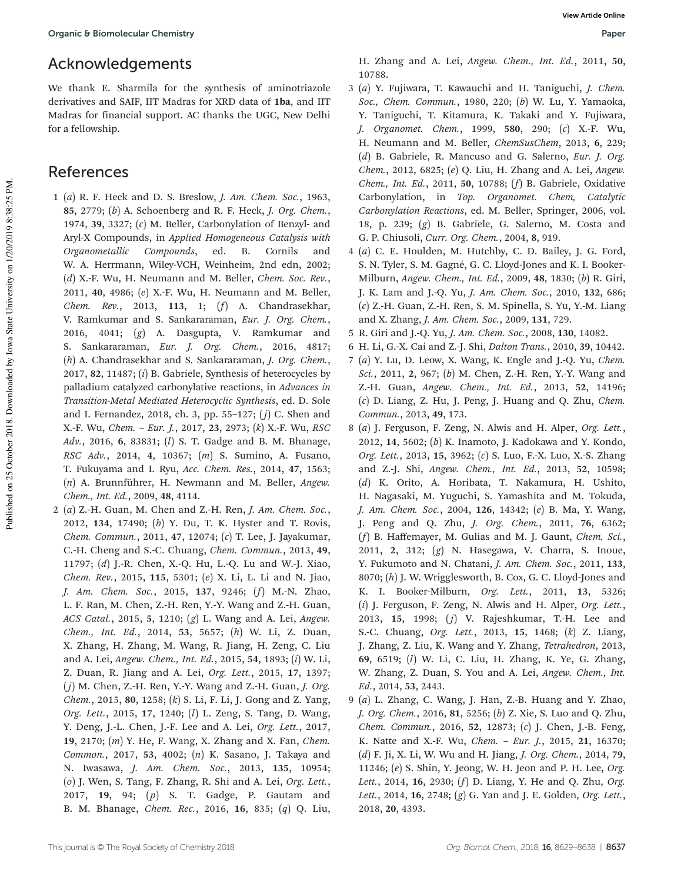## Acknowledgements

We thank E. Sharmila for the synthesis of aminotriazole derivatives and SAIF, IIT Madras for XRD data of **1ba**, and IIT Madras for financial support. AC thanks the UGC, New Delhi for a fellowship.

## References

1 (*a*) R. F. Heck and D. S. Breslow, *J. Am. Chem. Soc.*, 1963, **85**, 2779; (*b*) A. Schoenberg and R. F. Heck, *J. Org. Chem.*, 1974, **39**, 3327; (*c*) M. Beller, Carbonylation of Benzyl- and Aryl-X Compounds, in *Applied Homogeneous Catalysis with Organometallic Compounds*, ed. B. Cornils and W. A. Herrmann, Wiley-VCH, Weinheim, 2nd edn, 2002; (*d*) X.-F. Wu, H. Neumann and M. Beller, *Chem. Soc. Rev.*, 2011, **40**, 4986; (*e*) X.-F. Wu, H. Neumann and M. Beller, *Chem. Rev.*, 2013, **113**, 1; (*f*) A. Chandrasekhar, V. Ramkumar and S. Sankararaman, *Eur. J. Org. Chem.*, 2016, 4041; (*g*) A. Dasgupta, V. Ramkumar and S. Sankararaman, *Eur. J. Org. Chem.*, 2016, 4817; (*h*) A. Chandrasekhar and S. Sankararaman, *J. Org. Chem.*, 2017, **82**, 11487; (*i*) B. Gabriele, Synthesis of heterocycles by palladium catalyzed carbonylative reactions, in *Advances in Transition-Metal Mediated Heterocyclic Synthesis*, ed. D. Sole and I. Fernandez, 2018, ch. 3, pp. 55–127; (*j*) C. Shen and X.-F. Wu, *Chem. – Eur. J.*, 2017, **23**, 2973; (*k*) X.-F. Wu, *RSC Adv.*, 2016, **6**, 83831; (*l*) S. T. Gadge and B. M. Bhanage, *RSC Adv.*, 2014, **4**, 10367; (*m*) S. Sumino, A. Fusano, T. Fukuyama and I. Ryu, *Acc. Chem. Res.*, 2014, **47**, 1563; (*n*) A. Brunnführer, H. Newmann and M. Beller, *Angew. Chem., Int. Ed.*, 2009, **48**, 4114.

2 (*a*) Z.-H. Guan, M. Chen and Z.-H. Ren, *J. Am. Chem. Soc.*, 2012, **134**, 17490; (*b*) Y. Du, T. K. Hyster and T. Rovis, *Chem. Commun.*, 2011, **47**, 12074; (*c*) T. Lee, J. Jayakumar, C.-H. Cheng and S.-C. Chuang, *Chem. Commun.*, 2013, **49**, 11797; (*d*) J.-R. Chen, X.-Q. Hu, L.-Q. Lu and W.-J. Xiao, *Chem. Rev.*, 2015, **115**, 5301; (*e*) X. Li, L. Li and N. Jiao, *J. Am. Chem. Soc.*, 2015, **137**, 9246; (*f*) M.-N. Zhao, L. F. Ran, M. Chen, Z.-H. Ren, Y.-Y. Wang and Z.-H. Guan, *ACS Catal.*, 2015, **5**, 1210; (*g*) L. Wang and A. Lei, *Angew. Chem., Int. Ed.*, 2014, **53**, 5657; (*h*) W. Li, Z. Duan, X. Zhang, H. Zhang, M. Wang, R. Jiang, H. Zeng, C. Liu and A. Lei, *Angew. Chem., Int. Ed.*, 2015, **54**, 1893; (*i*) W. Li, Z. Duan, R. Jiang and A. Lei, *Org. Lett.*, 2015, **17**, 1397; (*j*) M. Chen, Z.-H. Ren, Y.-Y. Wang and Z.-H. Guan, *J. Org. Chem.*, 2015, **80**, 1258; (*k*) S. Li, F. Li, J. Gong and Z. Yang, *Org. Lett.*, 2015, **17**, 1240; (*l*) L. Zeng, S. Tang, D. Wang, Y. Deng, J.-L. Chen, J.-F. Lee and A. Lei, *Org. Lett.*, 2017, **19**, 2170; (*m*) Y. He, F. Wang, X. Zhang and X. Fan, *Chem. Common.*, 2017, **53**, 4002; (*n*) K. Sasano, J. Takaya and N. Iwasawa, *J. Am. Chem. Soc.*, 2013, **135**, 10954; (*o*) J. Wen, S. Tang, F. Zhang, R. Shi and A. Lei, *Org. Lett.*, 2017, **19**, 94; (*p*) S. T. Gadge, P. Gautam and B. M. Bhanage, *Chem. Rec.*, 2016, **16**, 835; (*q*) Q. Liu, H. Zhang and A. Lei, *Angew. Chem., Int. Ed.*, 2011, **50**, 10788.

3 (*a*) Y. Fujiwara, T. Kawauchi and H. Taniguchi, *J. Chem. Soc., Chem. Commun.*, 1980, 220; (*b*) W. Lu, Y. Yamaoka, Y. Taniguchi, T. Kitamura, K. Takaki and Y. Fujiwara, *J. Organomet. Chem.*, 1999, **580**, 290; (*c*) X.-F. Wu, H. Neumann and M. Beller, *ChemSusChem*, 2013, **6**, 229; (*d*) B. Gabriele, R. Mancuso and G. Salerno, *Eur. J. Org. Chem.*, 2012, 6825; (*e*) Q. Liu, H. Zhang and A. Lei, *Angew. Chem., Int. Ed.*, 2011, **50**, 10788; (*f*) B. Gabriele, Oxidative Carbonylation, in *Top. Organomet. Chem, Catalytic Carbonylation Reactions*, ed. M. Beller, Springer, 2006, vol. 18, p. 239; (*g*) B. Gabriele, G. Salerno, M. Costa and G. P. Chiusoli, *Curr. Org. Chem.*, 2004, **8**, 919.

4 (*a*) C. E. Houlden, M. Hutchby, C. D. Bailey, J. G. Ford, S. N. Tyler, S. M. Gagné, G. C. Lloyd-Jones and K. I. Booker-Milburn, *Angew. Chem., Int. Ed.*, 2009, **48**, 1830; (*b*) R. Giri, J. K. Lam and J.-Q. Yu, *J. Am. Chem. Soc.*, 2010, **132**, 686; (*c*) Z.-H. Guan, Z.-H. Ren, S. M. Spinella, S. Yu, Y.-M. Liang and X. Zhang, *J. Am. Chem. Soc.*, 2009, **131**, 729.

5 R. Giri and J.-Q. Yu, *J. Am. Chem. Soc.*, 2008, **130**, 14082.

6 H. Li, G.-X. Cai and Z.-J. Shi, *Dalton Trans.*, 2010, **39**, 10442.

7 (*a*) Y. Lu, D. Leow, X. Wang, K. Engle and J.-Q. Yu, *Chem. Sci.*, 2011, **2**, 967; (*b*) M. Chen, Z.-H. Ren, Y.-Y. Wang and Z.-H. Guan, *Angew. Chem., Int. Ed.*, 2013, **52**, 14196; (*c*) D. Liang, Z. Hu, J. Peng, J. Huang and Q. Zhu, *Chem. Commun.*, 2013, **49**, 173.

8 (*a*) J. Ferguson, F. Zeng, N. Alwis and H. Alper, *Org. Lett.*, 2012, **14**, 5602; (*b*) K. Inamoto, J. Kadokawa and Y. Kondo, *Org. Lett.*, 2013, **15**, 3962; (*c*) S. Luo, F.-X. Luo, X.-S. Zhang and Z.-J. Shi, *Angew. Chem., Int. Ed.*, 2013, **52**, 10598; (*d*) K. Orito, A. Horibata, T. Nakamura, H. Ushito, H. Nagasaki, M. Yuguchi, S. Yamashita and M. Tokuda, *J. Am. Chem. Soc.*, 2004, **126**, 14342; (*e*) B. Ma, Y. Wang, J. Peng and Q. Zhu, *J. Org. Chem.*, 2011, **76**, 6362; (*f*) B. Haffemayer, M. Gulias and M. J. Gaunt, *Chem. Sci.*, 2011, **2**, 312; (*g*) N. Hasegawa, V. Charra, S. Inoue, Y. Fukumoto and N. Chatani, *J. Am. Chem. Soc.*, 2011, **133**, 8070; (*h*) J. W. Wrigglesworth, B. Cox, G. C. Lloyd-Jones and K. I. Booker-Milburn, *Org. Lett.*, 2011, **13**, 5326; (*i*) J. Ferguson, F. Zeng, N. Alwis and H. Alper, *Org. Lett.*, 2013, **15**, 1998; (*j*) V. Rajeshkumar, T.-H. Lee and S.-C. Chuang, *Org. Lett.*, 2013, **15**, 1468; (*k*) Z. Liang, J. Zhang, Z. Liu, K. Wang and Y. Zhang, *Tetrahedron*, 2013, **69**, 6519; (*l*) W. Li, C. Liu, H. Zhang, K. Ye, G. Zhang, W. Zhang, Z. Duan, S. You and A. Lei, *Angew. Chem., Int. Ed.*, 2014, **53**, 2443.

9 (*a*) L. Zhang, C. Wang, J. Han, Z.-B. Huang and Y. Zhao, *J. Org. Chem.*, 2016, **81**, 5256; (*b*) Z. Xie, S. Luo and Q. Zhu, *Chem. Commun.*, 2016, **52**, 12873; (*c*) J. Chen, J.-B. Feng, K. Natte and X.-F. Wu, *Chem. – Eur. J.*, 2015, **21**, 16370; (*d*) F. Ji, X. Li, W. Wu and H. Jiang, *J. Org. Chem.*, 2014, **79**, 11246; (*e*) S. Shin, Y. Jeong, W. H. Jeon and P. H. Lee, *Org. Lett.*, 2014, **16**, 2930; (*f*) D. Liang, Y. He and Q. Zhu, *Org. Lett.*, 2014, **16**, 2748; (*g*) G. Yan and J. E. Golden, *Org. Lett.*, 2018, **20**, 4393.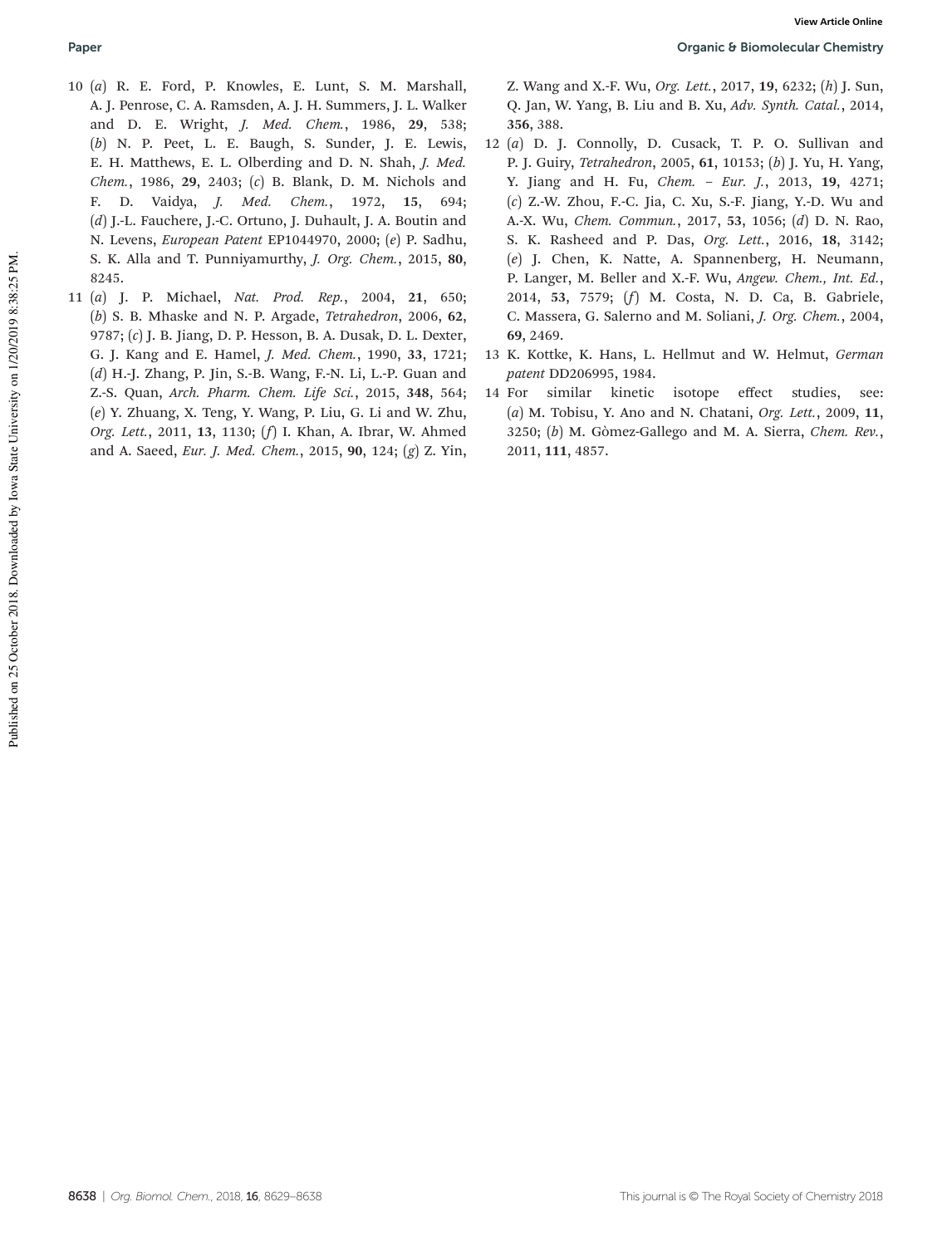10 (*a*) R. E. Ford, P. Knowles, E. Lunt, S. M. Marshall, A. J. Penrose, C. A. Ramsden, A. J. H. Summers, J. L. Walker and D. E. Wright, *J. Med. Chem.*, 1986, **29**, 538; (*b*) N. P. Peet, L. E. Baugh, S. Sunder, J. E. Lewis, E. H. Matthews, E. L. Olberding and D. N. Shah, *J. Med. Chem.*, 1986, **29**, 2403; (*c*) B. Blank, D. M. Nichols and F. D. Vaidya, *J. Med. Chem.*, 1972, **15**, 694; (*d*) J.-L. Fauchere, J.-C. Ortuno, J. Duhault, J. A. Boutin and N. Levens, *European Patent* EP1044970, 2000; (*e*) P. Sadhu, S. K. Alla and T. Punniyamurthy, *J. Org. Chem.*, 2015, **80**, 8245.

11 (*a*) J. P. Michael, *Nat. Prod. Rep.*, 2004, **21**, 650; (*b*) S. B. Mhaske and N. P. Argade, *Tetrahedron*, 2006, **62**, 9787; (*c*) J. B. Jiang, D. P. Hesson, B. A. Dusak, D. L. Dexter, G. J. Kang and E. Hamel, *J. Med. Chem.*, 1990, **33**, 1721; (*d*) H.-J. Zhang, P. Jin, S.-B. Wang, F.-N. Li, L.-P. Guan and Z.-S. Quan, *Arch. Pharm. Chem. Life Sci.*, 2015, **348**, 564; (*e*) Y. Zhuang, X. Teng, Y. Wang, P. Liu, G. Li and W. Zhu, *Org. Lett.*, 2011, **13**, 1130; (*f*) I. Khan, A. Ibrar, W. Ahmed and A. Saeed, *Eur. J. Med. Chem.*, 2015, **90**, 124; (*g*) Z. Yin, Z. Wang and X.-F. Wu, *Org. Lett.*, 2017, **19**, 6232; (*h*) J. Sun, Q. Jan, W. Yang, B. Liu and B. Xu, *Adv. Synth. Catal.*, 2014, **356**, 388.

12 (*a*) D. J. Connolly, D. Cusack, T. P. O. Sullivan and P. J. Guiry, *Tetrahedron*, 2005, **61**, 10153; (*b*) J. Yu, H. Yang, Y. Jiang and H. Fu, *Chem. – Eur. J.*, 2013, **19**, 4271; (*c*) Z.-W. Zhou, F.-C. Jia, C. Xu, S.-F. Jiang, Y.-D. Wu and A.-X. Wu, *Chem. Commun.*, 2017, **53**, 1056; (*d*) D. N. Rao, S. K. Rasheed and P. Das, *Org. Lett.*, 2016, **18**, 3142; (*e*) J. Chen, K. Natte, A. Spannenberg, H. Neumann, P. Langer, M. Beller and X.-F. Wu, *Angew. Chem., Int. Ed.*, 2014, **53**, 7579; (*f*) M. Costa, N. D. Ca, B. Gabriele, C. Massera, G. Salerno and M. Soliani, *J. Org. Chem.*, 2004, **69**, 2469.

13 K. Kottke, K. Hans, L. Hellmut and W. Helmut, *German patent* DD206995, 1984.

14 For similar kinetic isotope effect studies, see: (*a*) M. Tobisu, Y. Ano and N. Chatani, *Org. Lett.*, 2009, **11**, 3250; (*b*) M. Gòmez-Gallego and M. A. Sierra, *Chem. Rev.*, 2011, **111**, 4857.